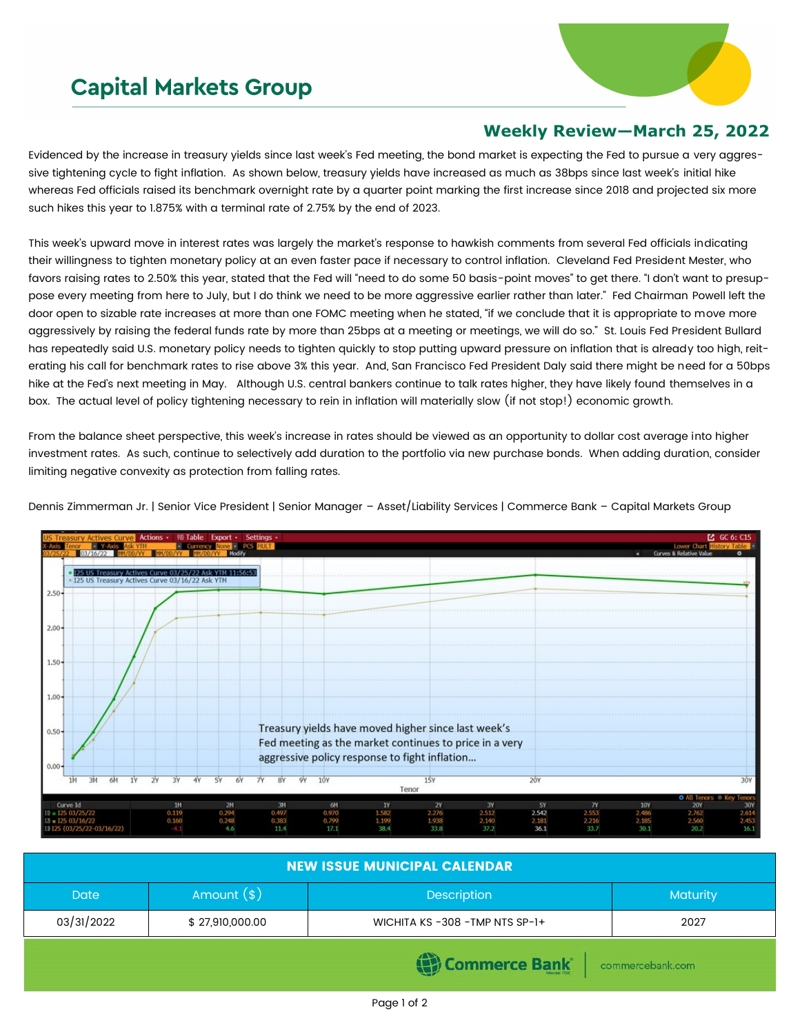# Capital Markets Group

## Weekly Review—March 25, 2022

Evidenced by the increase in treasury yields since last week's Fed meeting, the bond market is expecting the Fed to pursue a very aggressive tightening cycle to fight inflation. As shown below, treasury yields have increased as much as 38bps since last week's initial hike whereas Fed officials raised its benchmark overnight rate by a quarter point marking the first increase since 2018 and projected six more such hikes this year to 1.875% with a terminal rate of 2.75% by the end of 2023.

This week's upward move in interest rates was largely the market's response to hawkish comments from several Fed officials indicating their willingness to tighten monetary policy at an even faster pace if necessary to control inflation. Cleveland Fed President Mester, who favors raising rates to 2.50% this year, stated that the Fed will "need to do some 50 basis-point moves" to get there. "I don't want to presuppose every meeting from here to July, but I do think we need to be more aggressive earlier rather than later." Fed Chairman Powell left the door open to sizable rate increases at more than one FOMC meeting when he stated, "if we conclude that it is appropriate to move more aggressively by raising the federal funds rate by more than 25bps at a meeting or meetings, we will do so." St. Louis Fed President Bullard has repeatedly said U.S. monetary policy needs to tighten quickly to stop putting upward pressure on inflation that is already too high, reiterating his call for benchmark rates to rise above 3% this year. And, San Francisco Fed President Daly said there might be need for a 50bps hike at the Fed's next meeting in May. Although U.S. central bankers continue to talk rates higher, they have likely found themselves in a box. The actual level of policy tightening necessary to rein in inflation will materially slow (if not stop!) economic growth.

From the balance sheet perspective, this week's increase in rates should be viewed as an opportunity to dollar cost average into higher investment rates. As such, continue to selectively add duration to the portfolio via new purchase bonds. When adding duration, consider limiting negative convexity as protection from falling rates.

Dennis Zimmerman Jr. | Senior Vice President | Senior Manager – Asset/Liability Services | Commerce Bank – Capital Markets Group

Treasury yields have moved higher since last week's Fed meeting as the market continues to price in a very aggressive policy response to fight inflation...

| Curve Id | 1M | 2M | 3M | 6M | 1Y | 2Y | 3Y | 5Y | 7Y | 10Y | 20Y | 30Y |
|---|---|---|---|---|---|---|---|---|---|---|---|---|
| I25 03/25/22 | 0.119 | 0.294 | 0.497 | 0.970 | 1.582 | 2.276 | 2.512 | 2.542 | 2.553 | 2.486 | 2.762 | 2.614 |
| I25 03/16/22 | 0.160 | 0.248 | 0.383 | 0.799 | 1.199 | 1.938 | 2.140 | 2.181 | 2.216 | 2.185 | 2.560 | 2.453 |
| I25 (03/25/22-03/16/22) | -4.1 | 4.6 | 11.4 | 17.1 | 38.4 | 33.8 | 37.2 | 36.1 | 33.7 | 30.1 | 20.2 | 16.1 |

| NEW ISSUE MUNICIPAL CALENDAR | | | |
|---|---|---|---|
| Date | Amount ($) | Description | Maturity |
| 03/31/2022 | $ 27,910,000.00 | WICHITA KS -308 -TMP NTS SP-1+ | 2027 |

Commerce Bank | commercebank.com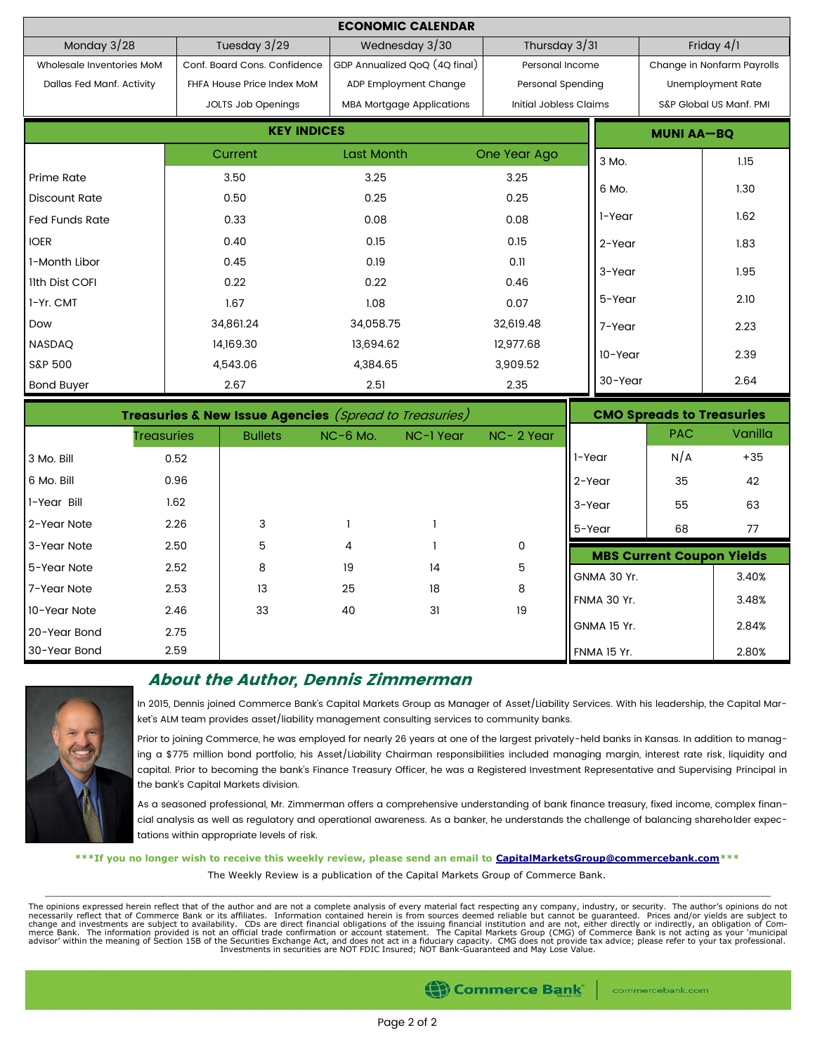## ECONOMIC CALENDAR

| Monday 3/28 | Tuesday 3/29 | Wednesday 3/30 | Thursday 3/31 | Friday 4/1 |
|---|---|---|---|---|
| Wholesale Inventories MoM | Conf. Board Cons. Confidence | GDP Annualized QoQ (4Q final) | Personal Income | Change in Nonfarm Payrolls |
| Dallas Fed Manf. Activity | FHFA House Price Index MoM | ADP Employment Change | Personal Spending | Unemployment Rate |
| | JOLTS Job Openings | MBA Mortgage Applications | Initial Jobless Claims | S&P Global US Manf. PMI |

## KEY INDICES

| | Current | Last Month | One Year Ago |
|---|---|---|---|
| Prime Rate | 3.50 | 3.25 | 3.25 |
| Discount Rate | 0.50 | 0.25 | 0.25 |
| Fed Funds Rate | 0.33 | 0.08 | 0.08 |
| IOER | 0.40 | 0.15 | 0.15 |
| 1-Month Libor | 0.45 | 0.19 | 0.11 |
| 11th Dist COFI | 0.22 | 0.22 | 0.46 |
| 1-Yr. CMT | 1.67 | 1.08 | 0.07 |
| Dow | 34,861.24 | 34,058.75 | 32,619.48 |
| NASDAQ | 14,169.30 | 13,694.62 | 12,977.68 |
| S&P 500 | 4,543.06 | 4,384.65 | 3,909.52 |
| Bond Buyer | 2.67 | 2.51 | 2.35 |

## MUNI AA—BQ

| | |
|---|---|
| 3 Mo. | 1.15 |
| 6 Mo. | 1.30 |
| 1-Year | 1.62 |
| 2-Year | 1.83 |
| 3-Year | 1.95 |
| 5-Year | 2.10 |
| 7-Year | 2.23 |
| 10-Year | 2.39 |
| 30-Year | 2.64 |

## Treasuries & New Issue Agencies *(Spread to Treasuries)*

| | Treasuries | Bullets | NC-6 Mo. | NC-1 Year | NC- 2 Year |
|---|---|---|---|---|---|
| 3 Mo. Bill | 0.52 | | | | |
| 6 Mo. Bill | 0.96 | | | | |
| 1-Year Bill | 1.62 | | | | |
| 2-Year Note | 2.26 | 3 | 1 | 1 | |
| 3-Year Note | 2.50 | 5 | 4 | 1 | 0 |
| 5-Year Note | 2.52 | 8 | 19 | 14 | 5 |
| 7-Year Note | 2.53 | 13 | 25 | 18 | 8 |
| 10-Year Note | 2.46 | 33 | 40 | 31 | 19 |
| 20-Year Bond | 2.75 | | | | |
| 30-Year Bond | 2.59 | | | | |

## CMO Spreads to Treasuries

| | PAC | Vanilla |
|---|---|---|
| 1-Year | N/A | +35 |
| 2-Year | 35 | 42 |
| 3-Year | 55 | 63 |
| 5-Year | 68 | 77 |

## MBS Current Coupon Yields

| | |
|---|---|
| GNMA 30 Yr. | 3.40% |
| FNMA 30 Yr. | 3.48% |
| GNMA 15 Yr. | 2.84% |
| FNMA 15 Yr. | 2.80% |

## *About the Author, Dennis Zimmerman*

In 2015, Dennis joined Commerce Bank's Capital Markets Group as Manager of Asset/Liability Services. With his leadership, the Capital Market's ALM team provides asset/liability management consulting services to community banks.

Prior to joining Commerce, he was employed for nearly 26 years at one of the largest privately-held banks in Kansas. In addition to managing a $775 million bond portfolio, his Asset/Liability Chairman responsibilities included managing margin, interest rate risk, liquidity and capital. Prior to becoming the bank's Finance Treasury Officer, he was a Registered Investment Representative and Supervising Principal in the bank's Capital Markets division.

As a seasoned professional, Mr. Zimmerman offers a comprehensive understanding of bank finance treasury, fixed income, complex financial analysis as well as regulatory and operational awareness. As a banker, he understands the challenge of balancing shareholder expectations within appropriate levels of risk.

**\*\*\*If you no longer wish to receive this weekly review, please send an email to CapitalMarketsGroup@commercebank.com\*\*\***

The Weekly Review is a publication of the Capital Markets Group of Commerce Bank.

The opinions expressed herein reflect that of the author and are not a complete analysis of every material fact respecting any company, industry, or security. The author's opinions do not necessarily reflect that of Commerce Bank or its affiliates. Information contained herein is from sources deemed reliable but cannot be guaranteed. Prices and/or yields are subject to change and investments are subject to availability. CDs are direct financial obligations of the issuing financial institution and are not, either directly or indirectly, an obligation of Commerce Bank. The information provided is not an official trade confirmation or account statement. The Capital Markets Group (CMG) of Commerce Bank is not acting as your 'municipal advisor' within the meaning of Section 15B of the Securities Exchange Act, and does not act in a fiduciary capacity. CMG does not provide tax advice; please refer to your tax professional. Investments in securities are NOT FDIC Insured; NOT Bank-Guaranteed and May Lose Value.

Commerce Bank | commercebank.com